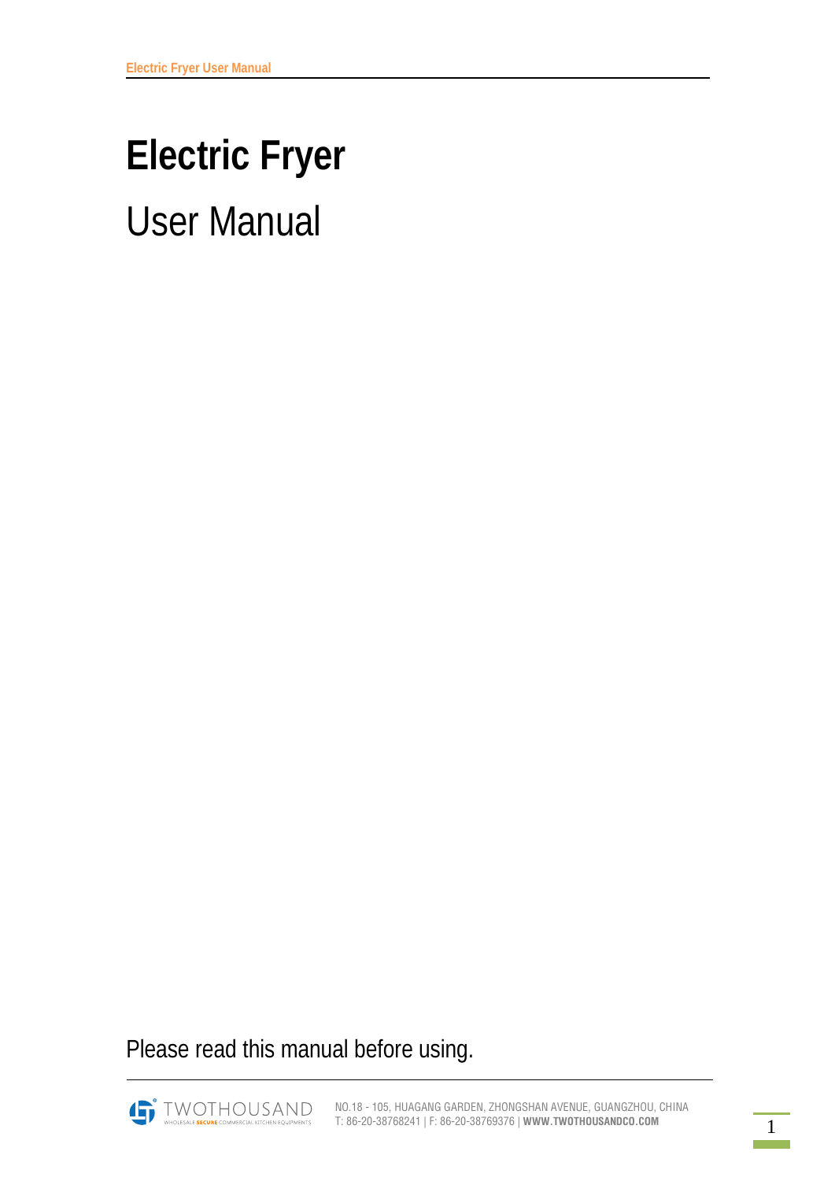# Electric Fryer

User Manual

Please read this manual before using.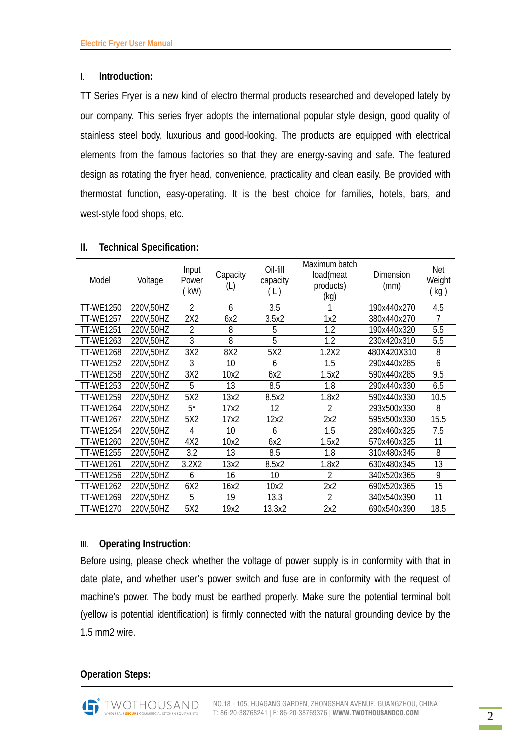## I. Introduction:

TT Series Fryer is a new kind of electro thermal products researched and developed lately by our company. This series fryer adopts the international popular style design, good quality of stainless steel body, luxurious and good-looking. The products are equipped with electrical elements from the famous factories so that they are energy-saving and safe. The featured design as rotating the fryer head, convenience, practicality and clean easily. Be provided with thermostat function, easy-operating. It is the best choice for families, hotels, bars, and west-style food shops, etc.

## II. Technical Specification:

| Model | Voltage | Input Power ( kW) | Capacity (L) | Oil-fill capacity ( L ) | Maximum batch load(meat products) (kg) | Dimension (mm) | Net Weight ( kg ) |
|---|---|---|---|---|---|---|---|
| TT-WE1250 | 220V,50HZ | 2 | 6 | 3.5 | 1 | 190x440x270 | 4.5 |
| TT-WE1257 | 220V,50HZ | 2X2 | 6x2 | 3.5x2 | 1x2 | 380x440x270 | 7 |
| TT-WE1251 | 220V,50HZ | 2 | 8 | 5 | 1.2 | 190x440x320 | 5.5 |
| TT-WE1263 | 220V,50HZ | 3 | 8 | 5 | 1.2 | 230x420x310 | 5.5 |
| TT-WE1268 | 220V,50HZ | 3X2 | 8X2 | 5X2 | 1.2X2 | 480X420X310 | 8 |
| TT-WE1252 | 220V,50HZ | 3 | 10 | 6 | 1.5 | 290x440x285 | 6 |
| TT-WE1258 | 220V,50HZ | 3X2 | 10x2 | 6x2 | 1.5x2 | 590x440x285 | 9.5 |
| TT-WE1253 | 220V,50HZ | 5 | 13 | 8.5 | 1.8 | 290x440x330 | 6.5 |
| TT-WE1259 | 220V,50HZ | 5X2 | 13x2 | 8.5x2 | 1.8x2 | 590x440x330 | 10.5 |
| TT-WE1264 | 220V,50HZ | 5* | 17x2 | 12 | 2 | 293x500x330 | 8 |
| TT-WE1267 | 220V,50HZ | 5X2 | 17x2 | 12x2 | 2x2 | 595x500x330 | 15.5 |
| TT-WE1254 | 220V,50HZ | 4 | 10 | 6 | 1.5 | 280x460x325 | 7.5 |
| TT-WE1260 | 220V,50HZ | 4X2 | 10x2 | 6x2 | 1.5x2 | 570x460x325 | 11 |
| TT-WE1255 | 220V,50HZ | 3.2 | 13 | 8.5 | 1.8 | 310x480x345 | 8 |
| TT-WE1261 | 220V,50HZ | 3.2X2 | 13x2 | 8.5x2 | 1.8x2 | 630x480x345 | 13 |
| TT-WE1256 | 220V,50HZ | 6 | 16 | 10 | 2 | 340x520x365 | 9 |
| TT-WE1262 | 220V,50HZ | 6X2 | 16x2 | 10x2 | 2x2 | 690x520x365 | 15 |
| TT-WE1269 | 220V,50HZ | 5 | 19 | 13.3 | 2 | 340x540x390 | 11 |
| TT-WE1270 | 220V,50HZ | 5X2 | 19x2 | 13.3x2 | 2x2 | 690x540x390 | 18.5 |

## III. Operating Instruction:

Before using, please check whether the voltage of power supply is in conformity with that in date plate, and whether user's power switch and fuse are in conformity with the request of machine's power. The body must be earthed properly. Make sure the potential terminal bolt (yellow is potential identification) is firmly connected with the natural grounding device by the 1.5 mm2 wire.

### Operation Steps: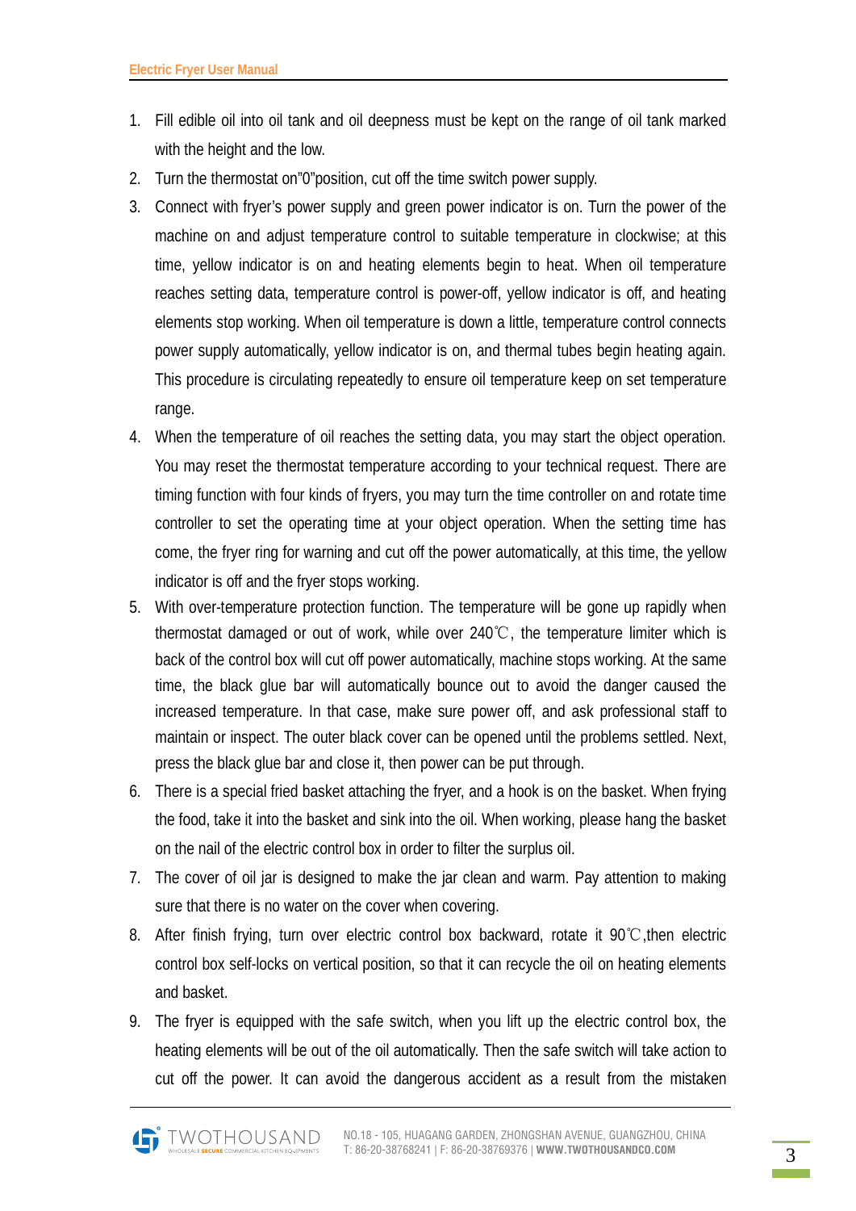1. Fill edible oil into oil tank and oil deepness must be kept on the range of oil tank marked with the height and the low.
2. Turn the thermostat on"0"position, cut off the time switch power supply.
3. Connect with fryer's power supply and green power indicator is on. Turn the power of the machine on and adjust temperature control to suitable temperature in clockwise; at this time, yellow indicator is on and heating elements begin to heat. When oil temperature reaches setting data, temperature control is power-off, yellow indicator is off, and heating elements stop working. When oil temperature is down a little, temperature control connects power supply automatically, yellow indicator is on, and thermal tubes begin heating again. This procedure is circulating repeatedly to ensure oil temperature keep on set temperature range.
4. When the temperature of oil reaches the setting data, you may start the object operation. You may reset the thermostat temperature according to your technical request. There are timing function with four kinds of fryers, you may turn the time controller on and rotate time controller to set the operating time at your object operation. When the setting time has come, the fryer ring for warning and cut off the power automatically, at this time, the yellow indicator is off and the fryer stops working.
5. With over-temperature protection function. The temperature will be gone up rapidly when thermostat damaged or out of work, while over 240℃, the temperature limiter which is back of the control box will cut off power automatically, machine stops working. At the same time, the black glue bar will automatically bounce out to avoid the danger caused the increased temperature. In that case, make sure power off, and ask professional staff to maintain or inspect. The outer black cover can be opened until the problems settled. Next, press the black glue bar and close it, then power can be put through.
6. There is a special fried basket attaching the fryer, and a hook is on the basket. When frying the food, take it into the basket and sink into the oil. When working, please hang the basket on the nail of the electric control box in order to filter the surplus oil.
7. The cover of oil jar is designed to make the jar clean and warm. Pay attention to making sure that there is no water on the cover when covering.
8. After finish frying, turn over electric control box backward, rotate it 90℃,then electric control box self-locks on vertical position, so that it can recycle the oil on heating elements and basket.
9. The fryer is equipped with the safe switch, when you lift up the electric control box, the heating elements will be out of the oil automatically. Then the safe switch will take action to cut off the power. It can avoid the dangerous accident as a result from the mistaken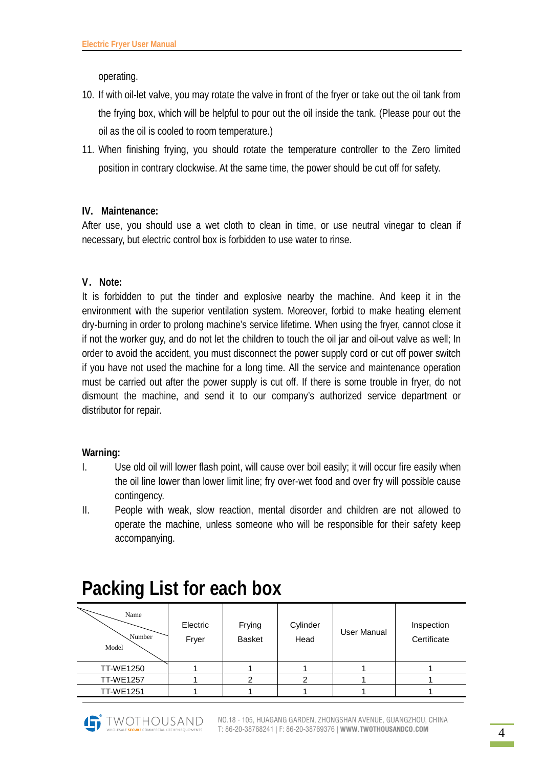operating.

10. If with oil-let valve, you may rotate the valve in front of the fryer or take out the oil tank from the frying box, which will be helpful to pour out the oil inside the tank. (Please pour out the oil as the oil is cooled to room temperature.)
11. When finishing frying, you should rotate the temperature controller to the Zero limited position in contrary clockwise. At the same time, the power should be cut off for safety.

**IV. Maintenance:**

After use, you should use a wet cloth to clean in time, or use neutral vinegar to clean if necessary, but electric control box is forbidden to use water to rinse.

**V. Note:**

It is forbidden to put the tinder and explosive nearby the machine. And keep it in the environment with the superior ventilation system. Moreover, forbid to make heating element dry-burning in order to prolong machine's service lifetime. When using the fryer, cannot close it if not the worker guy, and do not let the children to touch the oil jar and oil-out valve as well; In order to avoid the accident, you must disconnect the power supply cord or cut off power switch if you have not used the machine for a long time. All the service and maintenance operation must be carried out after the power supply is cut off. If there is some trouble in fryer, do not dismount the machine, and send it to our company's authorized service department or distributor for repair.

**Warning:**

I. Use old oil will lower flash point, will cause over boil easily; it will occur fire easily when the oil line lower than lower limit line; fry over-wet food and over fry will possible cause contingency.

II. People with weak, slow reaction, mental disorder and children are not allowed to operate the machine, unless someone who will be responsible for their safety keep accompanying.

# Packing List for each box

| Name / Number / Model | Electric Fryer | Frying Basket | Cylinder Head | User Manual | Inspection Certificate |
|---|---|---|---|---|---|
| TT-WE1250 | 1 | 1 | 1 | 1 | 1 |
| TT-WE1257 | 1 | 2 | 2 | 1 | 1 |
| TT-WE1251 | 1 | 1 | 1 | 1 | 1 |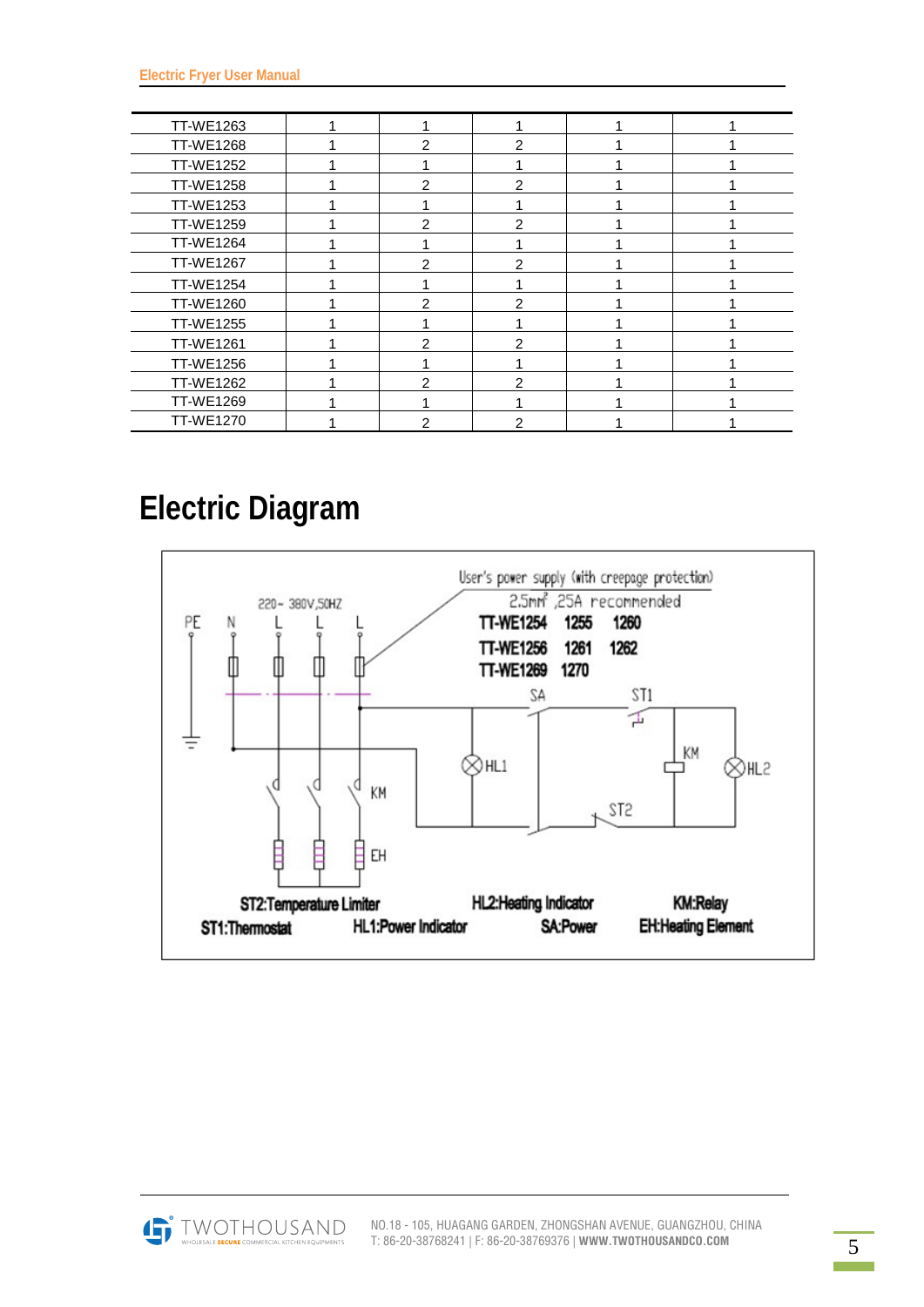| | | | | | |
|---|---|---|---|---|---|
| TT-WE1263 | 1 | 1 | 1 | 1 | 1 |
| TT-WE1268 | 1 | 2 | 2 | 1 | 1 |
| TT-WE1252 | 1 | 1 | 1 | 1 | 1 |
| TT-WE1258 | 1 | 2 | 2 | 1 | 1 |
| TT-WE1253 | 1 | 1 | 1 | 1 | 1 |
| TT-WE1259 | 1 | 2 | 2 | 1 | 1 |
| TT-WE1264 | 1 | 1 | 1 | 1 | 1 |
| TT-WE1267 | 1 | 2 | 2 | 1 | 1 |
| TT-WE1254 | 1 | 1 | 1 | 1 | 1 |
| TT-WE1260 | 1 | 2 | 2 | 1 | 1 |
| TT-WE1255 | 1 | 1 | 1 | 1 | 1 |
| TT-WE1261 | 1 | 2 | 2 | 1 | 1 |
| TT-WE1256 | 1 | 1 | 1 | 1 | 1 |
| TT-WE1262 | 1 | 2 | 2 | 1 | 1 |
| TT-WE1269 | 1 | 1 | 1 | 1 | 1 |
| TT-WE1270 | 1 | 2 | 2 | 1 | 1 |

# Electric Diagram

User's power supply (with creepage protection)

$2.5mm^2$ ,25A recommended

TT-WE1254 1255 1260

TT-WE1256 1261 1262

TT-WE1269 1270

220~ 380V,50HZ

PE N L L L

SA ST1 KM HL1 HL2 ST2 EH

ST2:Temperature Limiter

ST1:Thermostat

HL1:Power Indicator

HL2:Heating Indicator

SA:Power

KM:Relay

EH:Heating Element